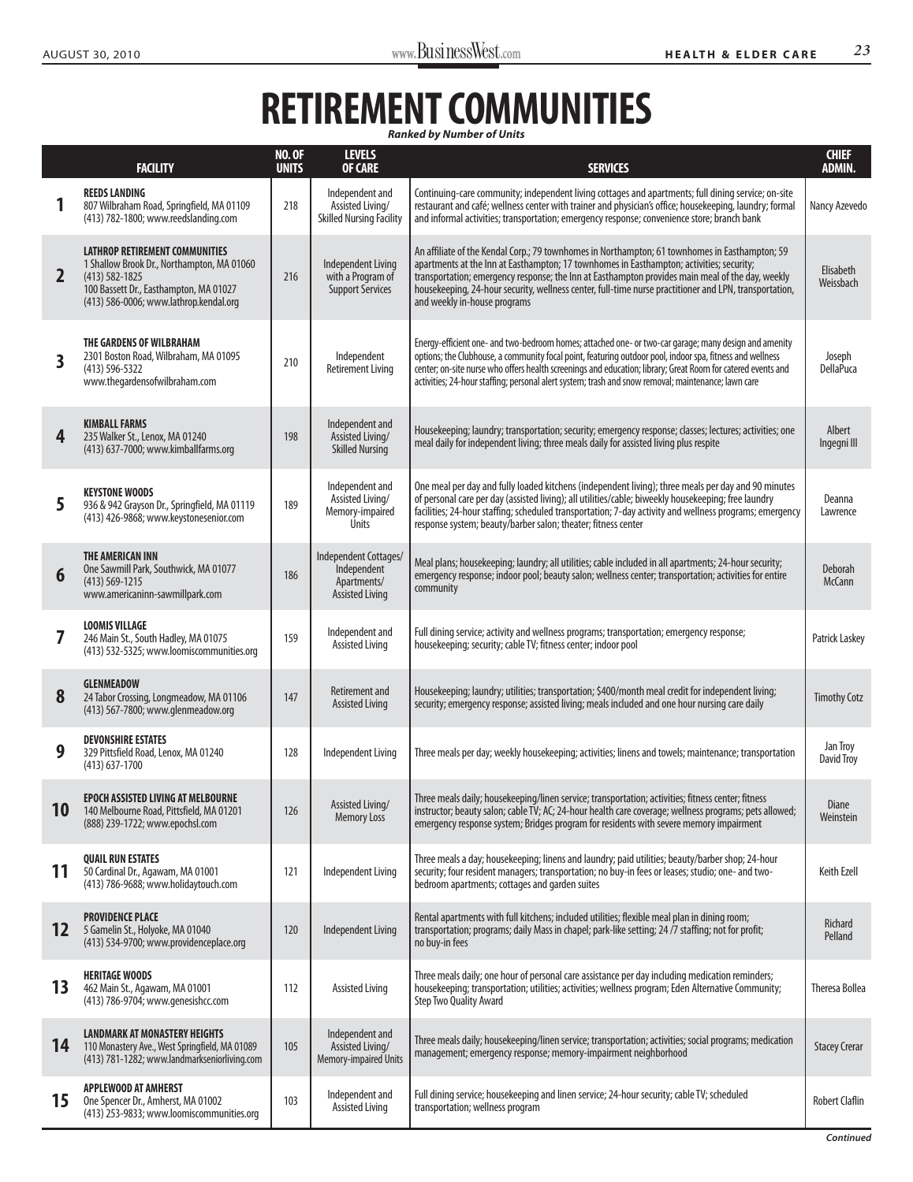# RETIREMENT COMMUNITIES

*Ranked by Number of Units*

| | FACILITY | NO. OF UNITS | LEVELS OF CARE | SERVICES | CHIEF ADMIN. |
|---|---|---|---|---|---|
| 1 | **REEDS LANDING** 807 Wilbraham Road, Springfield, MA 01109 (413) 782-1800; www.reedslanding.com | 218 | Independent and Assisted Living/ Skilled Nursing Facility | Continuing-care community; independent living cottages and apartments; full dining service; on-site restaurant and café; wellness center with trainer and physician's office; housekeeping, laundry; formal and informal activities; transportation; emergency response; convenience store; branch bank | Nancy Azevedo |
| 2 | **LATHROP RETIREMENT COMMUNITIES** 1 Shallow Brook Dr., Northampton, MA 01060 (413) 582-1825 100 Bassett Dr., Easthampton, MA 01027 (413) 586-0006; www.lathrop.kendal.org | 216 | Independent Living with a Program of Support Services | An affiliate of the Kendal Corp.; 79 townhomes in Northampton; 61 townhomes in Easthampton; 59 apartments at the Inn at Easthampton; 17 townhomes in Easthampton; activities; security; transportation; emergency response; the Inn at Easthampton provides main meal of the day, weekly housekeeping, 24-hour security, wellness center, full-time nurse practitioner and LPN, transportation, and weekly in-house programs | Elisabeth Weissbach |
| 3 | **THE GARDENS OF WILBRAHAM** 2301 Boston Road, Wilbraham, MA 01095 (413) 596-5322 www.thegardensofwilbraham.com | 210 | Independent Retirement Living | Energy-efficient one- and two-bedroom homes; attached one- or two-car garage; many design and amenity options; the Clubhouse, a community focal point, featuring outdoor pool, indoor spa, fitness and wellness center; on-site nurse who offers health screenings and education; library; Great Room for catered events and activities; 24-hour staffing; personal alert system; trash and snow removal; maintenance; lawn care | Joseph DellaPuca |
| 4 | **KIMBALL FARMS** 235 Walker St., Lenox, MA 01240 (413) 637-7000; www.kimballfarms.org | 198 | Independent and Assisted Living/ Skilled Nursing | Housekeeping; laundry; transportation; security; emergency response; classes; lectures; activities; one meal daily for independent living; three meals daily for assisted living plus respite | Albert Ingegni III |
| 5 | **KEYSTONE WOODS** 936 & 942 Grayson Dr., Springfield, MA 01119 (413) 426-9868; www.keystonesenior.com | 189 | Independent and Assisted Living/ Memory-impaired Units | One meal per day and fully loaded kitchens (independent living); three meals per day and 90 minutes of personal care per day (assisted living); all utilities/cable; biweekly housekeeping; free laundry facilities; 24-hour staffing; scheduled transportation; 7-day activity and wellness programs; emergency response system; beauty/barber salon; theater; fitness center | Deanna Lawrence |
| 6 | **THE AMERICAN INN** One Sawmill Park, Southwick, MA 01077 (413) 569-1215 www.americaninn-sawmillpark.com | 186 | Independent Cottages/ Independent Apartments/ Assisted Living | Meal plans; housekeeping; laundry; all utilities; cable included in all apartments; 24-hour security; emergency response; indoor pool; beauty salon; wellness center; transportation; activities for entire community | Deborah McCann |
| 7 | **LOOMIS VILLAGE** 246 Main St., South Hadley, MA 01075 (413) 532-5325; www.loomiscommunities.org | 159 | Independent and Assisted Living | Full dining service; activity and wellness programs; transportation; emergency response; housekeeping; security; cable TV; fitness center; indoor pool | Patrick Laskey |
| 8 | **GLENMEADOW** 24 Tabor Crossing, Longmeadow, MA 01106 (413) 567-7800; www.glenmeadow.org | 147 | Retirement and Assisted Living | Housekeeping; laundry; utilities; transportation; $400/month meal credit for independent living; security; emergency response; assisted living; meals included and one hour nursing care daily | Timothy Cotz |
| 9 | **DEVONSHIRE ESTATES** 329 Pittsfield Road, Lenox, MA 01240 (413) 637-1700 | 128 | Independent Living | Three meals per day; weekly housekeeping; activities; linens and towels; maintenance; transportation | Jan Troy David Troy |
| 10 | **EPOCH ASSISTED LIVING AT MELBOURNE** 140 Melbourne Road, Pittsfield, MA 01201 (888) 239-1722; www.epochsl.com | 126 | Assisted Living/ Memory Loss | Three meals daily; housekeeping/linen service; transportation; activities; fitness center; fitness instructor; beauty salon; cable TV; AC; 24-hour health care coverage; wellness programs; pets allowed; emergency response system; Bridges program for residents with severe memory impairment | Diane Weinstein |
| 11 | **QUAIL RUN ESTATES** 50 Cardinal Dr., Agawam, MA 01001 (413) 786-9688; www.holidaytouch.com | 121 | Independent Living | Three meals a day; housekeeping; linens and laundry; paid utilities; beauty/barber shop; 24-hour security; four resident managers; transportation; no buy-in fees or leases; studio; one- and two-bedroom apartments; cottages and garden suites | Keith Ezell |
| 12 | **PROVIDENCE PLACE** 5 Gamelin St., Holyoke, MA 01040 (413) 534-9700; www.providenceplace.org | 120 | Independent Living | Rental apartments with full kitchens; included utilities; flexible meal plan in dining room; transportation; programs; daily Mass in chapel; park-like setting; 24 /7 staffing; not for profit; no buy-in fees | Richard Pelland |
| 13 | **HERITAGE WOODS** 462 Main St., Agawam, MA 01001 (413) 786-9704; www.genesishcc.com | 112 | Assisted Living | Three meals daily; one hour of personal care assistance per day including medication reminders; housekeeping; transportation; utilities; activities; wellness program; Eden Alternative Community; Step Two Quality Award | Theresa Bollea |
| 14 | **LANDMARK AT MONASTERY HEIGHTS** 110 Monastery Ave., West Springfield, MA 01089 (413) 781-1282; www.landmarkseniorliving.com | 105 | Independent and Assisted Living/ Memory-impaired Units | Three meals daily; housekeeping/linen service; transportation; activities; social programs; medication management; emergency response; memory-impairment neighborhood | Stacey Crerar |
| 15 | **APPLEWOOD AT AMHERST** One Spencer Dr., Amherst, MA 01002 (413) 253-9833; www.loomiscommunities.org | 103 | Independent and Assisted Living | Full dining service; housekeeping and linen service; 24-hour security; cable TV; scheduled transportation; wellness program | Robert Claflin |

*Continued*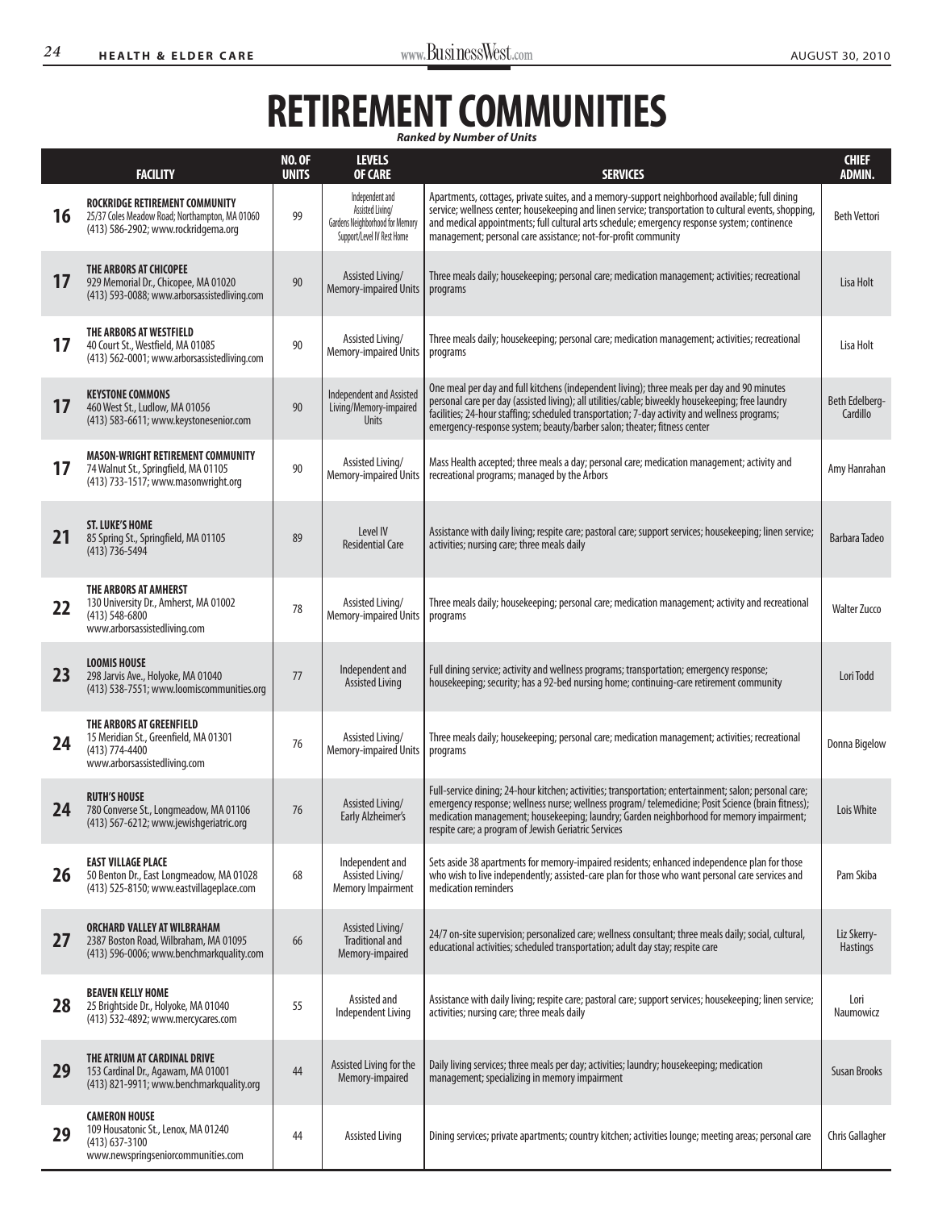# RETIREMENT COMMUNITIES

*Ranked by Number of Units*

| | FACILITY | NO. OF UNITS | LEVELS OF CARE | SERVICES | CHIEF ADMIN. |
|---|---|---|---|---|---|
| 16 | **ROCKRIDGE RETIREMENT COMMUNITY** 25/37 Coles Meadow Road; Northampton, MA 01060 (413) 586-2902; www.rockridgema.org | 99 | Independent and Assisted Living/ Gardens Neighborhood for Memory Support/Level IV Rest Home | Apartments, cottages, private suites, and a memory-support neighborhood available; full dining service; wellness center; housekeeping and linen service; transportation to cultural events, shopping, and medical appointments; full cultural arts schedule; emergency response system; continence management; personal care assistance; not-for-profit community | Beth Vettori |
| 17 | **THE ARBORS AT CHICOPEE** 929 Memorial Dr., Chicopee, MA 01020 (413) 593-0088; www.arborsassistedliving.com | 90 | Assisted Living/ Memory-impaired Units | Three meals daily; housekeeping; personal care; medication management; activities; recreational programs | Lisa Holt |
| 17 | **THE ARBORS AT WESTFIELD** 40 Court St., Westfield, MA 01085 (413) 562-0001; www.arborsassistedliving.com | 90 | Assisted Living/ Memory-impaired Units | Three meals daily; housekeeping; personal care; medication management; activities; recreational programs | Lisa Holt |
| 17 | **KEYSTONE COMMONS** 460 West St., Ludlow, MA 01056 (413) 583-6611; www.keystonesenior.com | 90 | Independent and Assisted Living/Memory-impaired Units | One meal per day and full kitchens (independent living); three meals per day and 90 minutes personal care per day (assisted living); all utilities/cable; biweekly housekeeping; free laundry facilities; 24-hour staffing; scheduled transportation; 7-day activity and wellness programs; emergency-response system; beauty/barber salon; theater; fitness center | Beth Edelberg-Cardillo |
| 17 | **MASON-WRIGHT RETIREMENT COMMUNITY** 74 Walnut St., Springfield, MA 01105 (413) 733-1517; www.masonwright.org | 90 | Assisted Living/ Memory-impaired Units | Mass Health accepted; three meals a day; personal care; medication management; activity and recreational programs; managed by the Arbors | Amy Hanrahan |
| 21 | **ST. LUKE'S HOME** 85 Spring St., Springfield, MA 01105 (413) 736-5494 | 89 | Level IV Residential Care | Assistance with daily living; respite care; pastoral care; support services; housekeeping; linen service; activities; nursing care; three meals daily | Barbara Tadeo |
| 22 | **THE ARBORS AT AMHERST** 130 University Dr., Amherst, MA 01002 (413) 548-6800 www.arborsassistedliving.com | 78 | Assisted Living/ Memory-impaired Units | Three meals daily; housekeeping; personal care; medication management; activity and recreational programs | Walter Zucco |
| 23 | **LOOMIS HOUSE** 298 Jarvis Ave., Holyoke, MA 01040 (413) 538-7551; www.loomiscommunities.org | 77 | Independent and Assisted Living | Full dining service; activity and wellness programs; transportation; emergency response; housekeeping; security; has a 92-bed nursing home; continuing-care retirement community | Lori Todd |
| 24 | **THE ARBORS AT GREENFIELD** 15 Meridian St., Greenfield, MA 01301 (413) 774-4400 www.arborsassistedliving.com | 76 | Assisted Living/ Memory-impaired Units | Three meals daily; housekeeping; personal care; medication management; activities; recreational programs | Donna Bigelow |
| 24 | **RUTH'S HOUSE** 780 Converse St., Longmeadow, MA 01106 (413) 567-6212; www.jewishgeriatric.org | 76 | Assisted Living/ Early Alzheimer's | Full-service dining; 24-hour kitchen; activities; transportation; entertainment; salon; personal care; emergency response; wellness nurse; wellness program/ telemedicine; Posit Science (brain fitness); medication management; housekeeping; laundry; Garden neighborhood for memory impairment; respite care; a program of Jewish Geriatric Services | Lois White |
| 26 | **EAST VILLAGE PLACE** 50 Benton Dr., East Longmeadow, MA 01028 (413) 525-8150; www.eastvillageplace.com | 68 | Independent and Assisted Living/ Memory Impairment | Sets aside 38 apartments for memory-impaired residents; enhanced independence plan for those who wish to live independently; assisted-care plan for those who want personal care services and medication reminders | Pam Skiba |
| 27 | **ORCHARD VALLEY AT WILBRAHAM** 2387 Boston Road, Wilbraham, MA 01095 (413) 596-0006; www.benchmarkquality.com | 66 | Assisted Living/ Traditional and Memory-impaired | 24/7 on-site supervision; personalized care; wellness consultant; three meals daily; social, cultural, educational activities; scheduled transportation; adult day stay; respite care | Liz Skerry-Hastings |
| 28 | **BEAVEN KELLY HOME** 25 Brightside Dr., Holyoke, MA 01040 (413) 532-4892; www.mercycares.com | 55 | Assisted and Independent Living | Assistance with daily living; respite care; pastoral care; support services; housekeeping; linen service; activities; nursing care; three meals daily | Lori Naumowicz |
| 29 | **THE ATRIUM AT CARDINAL DRIVE** 153 Cardinal Dr., Agawam, MA 01001 (413) 821-9911; www.benchmarkquality.org | 44 | Assisted Living for the Memory-impaired | Daily living services; three meals per day; activities; laundry; housekeeping; medication management; specializing in memory impairment | Susan Brooks |
| 29 | **CAMERON HOUSE** 109 Housatonic St., Lenox, MA 01240 (413) 637-3100 www.newspringseniorcommunities.com | 44 | Assisted Living | Dining services; private apartments; country kitchen; activities lounge; meeting areas; personal care | Chris Gallagher |